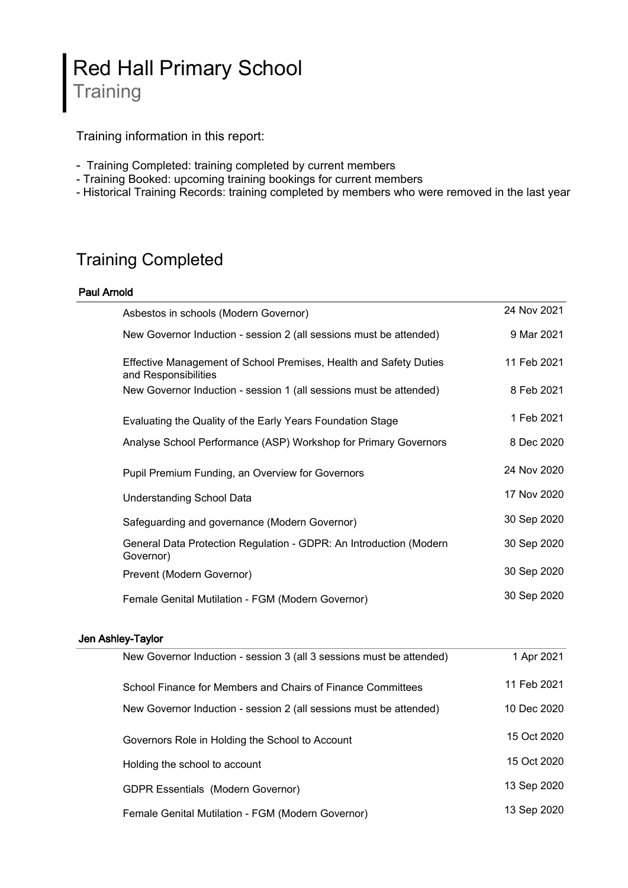# Red Hall Primary School

## Training

Training information in this report:

- Training Completed: training completed by current members
- Training Booked: upcoming training bookings for current members
- Historical Training Records: training completed by members who were removed in the last year

## Training Completed

### Paul Arnold

| | |
|---|---|
| Asbestos in schools (Modern Governor) | 24 Nov 2021 |
| New Governor Induction - session 2 (all sessions must be attended) | 9 Mar 2021 |
| Effective Management of School Premises, Health and Safety Duties and Responsibilities | 11 Feb 2021 |
| New Governor Induction - session 1 (all sessions must be attended) | 8 Feb 2021 |
| Evaluating the Quality of the Early Years Foundation Stage | 1 Feb 2021 |
| Analyse School Performance (ASP) Workshop for Primary Governors | 8 Dec 2020 |
| Pupil Premium Funding, an Overview for Governors | 24 Nov 2020 |
| Understanding School Data | 17 Nov 2020 |
| Safeguarding and governance (Modern Governor) | 30 Sep 2020 |
| General Data Protection Regulation - GDPR: An Introduction (Modern Governor) | 30 Sep 2020 |
| Prevent (Modern Governor) | 30 Sep 2020 |
| Female Genital Mutilation - FGM (Modern Governor) | 30 Sep 2020 |

### Jen Ashley-Taylor

| | |
|---|---|
| New Governor Induction - session 3 (all 3 sessions must be attended) | 1 Apr 2021 |
| School Finance for Members and Chairs of Finance Committees | 11 Feb 2021 |
| New Governor Induction - session 2 (all sessions must be attended) | 10 Dec 2020 |
| Governors Role in Holding the School to Account | 15 Oct 2020 |
| Holding the school to account | 15 Oct 2020 |
| GDPR Essentials (Modern Governor) | 13 Sep 2020 |
| Female Genital Mutilation - FGM (Modern Governor) | 13 Sep 2020 |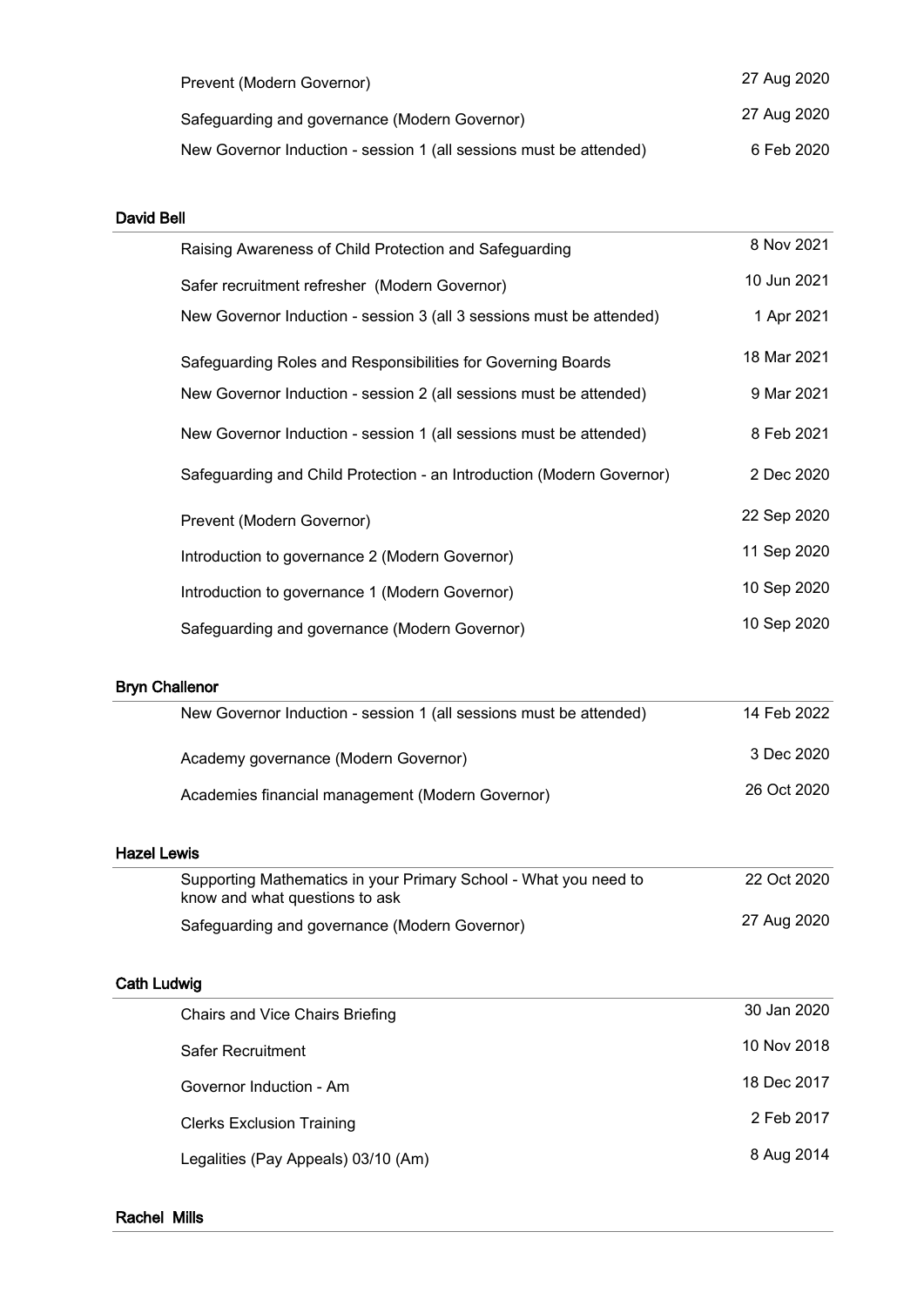| | |
|---|---|
| Prevent (Modern Governor) | 27 Aug 2020 |
| Safeguarding and governance (Modern Governor) | 27 Aug 2020 |
| New Governor Induction - session 1 (all sessions must be attended) | 6 Feb 2020 |

**David Bell**

| | |
|---|---|
| Raising Awareness of Child Protection and Safeguarding | 8 Nov 2021 |
| Safer recruitment refresher (Modern Governor) | 10 Jun 2021 |
| New Governor Induction - session 3 (all 3 sessions must be attended) | 1 Apr 2021 |
| Safeguarding Roles and Responsibilities for Governing Boards | 18 Mar 2021 |
| New Governor Induction - session 2 (all sessions must be attended) | 9 Mar 2021 |
| New Governor Induction - session 1 (all sessions must be attended) | 8 Feb 2021 |
| Safeguarding and Child Protection - an Introduction (Modern Governor) | 2 Dec 2020 |
| Prevent (Modern Governor) | 22 Sep 2020 |
| Introduction to governance 2 (Modern Governor) | 11 Sep 2020 |
| Introduction to governance 1 (Modern Governor) | 10 Sep 2020 |
| Safeguarding and governance (Modern Governor) | 10 Sep 2020 |

**Bryn Challenor**

| | |
|---|---|
| New Governor Induction - session 1 (all sessions must be attended) | 14 Feb 2022 |
| Academy governance (Modern Governor) | 3 Dec 2020 |
| Academies financial management (Modern Governor) | 26 Oct 2020 |

**Hazel Lewis**

| | |
|---|---|
| Supporting Mathematics in your Primary School - What you need to know and what questions to ask | 22 Oct 2020 |
| Safeguarding and governance (Modern Governor) | 27 Aug 2020 |

**Cath Ludwig**

| | |
|---|---|
| Chairs and Vice Chairs Briefing | 30 Jan 2020 |
| Safer Recruitment | 10 Nov 2018 |
| Governor Induction - Am | 18 Dec 2017 |
| Clerks Exclusion Training | 2 Feb 2017 |
| Legalities (Pay Appeals) 03/10 (Am) | 8 Aug 2014 |

**Rachel Mills**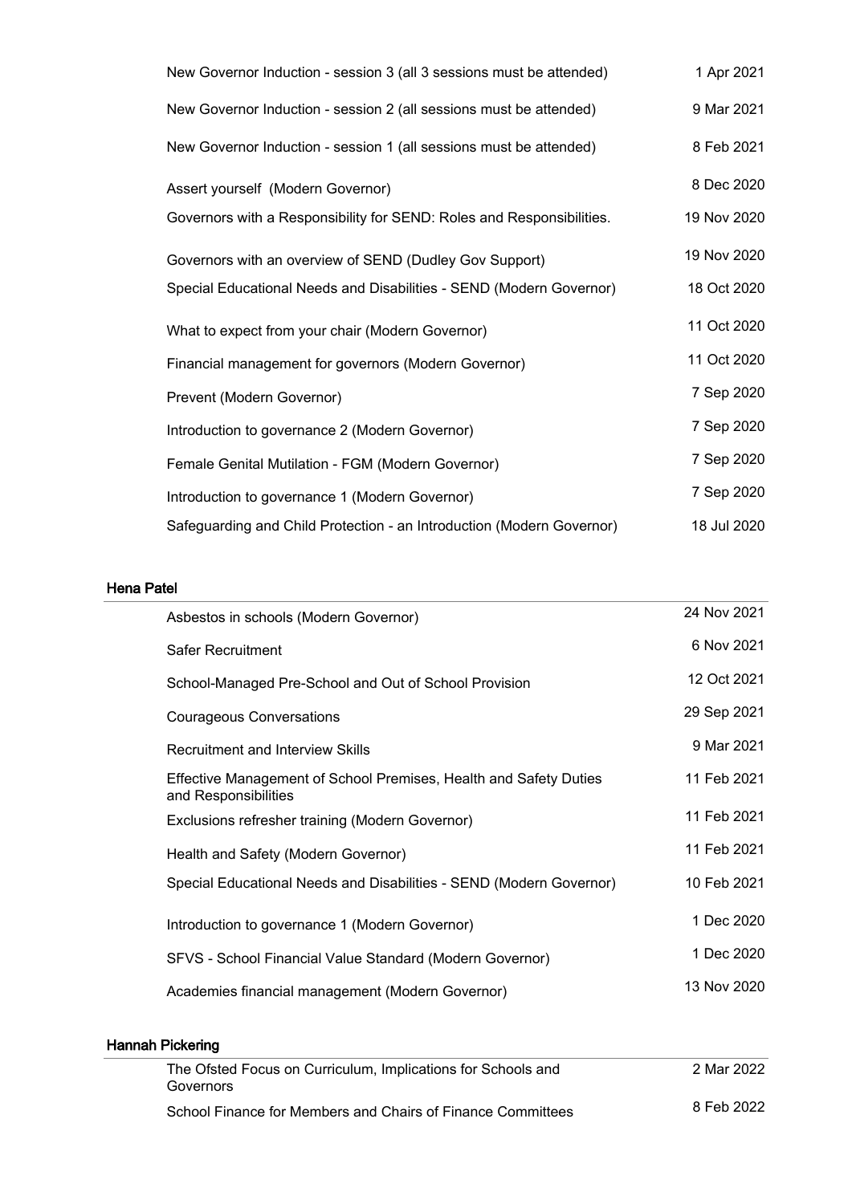| | |
|---|---|
| New Governor Induction - session 3 (all 3 sessions must be attended) | 1 Apr 2021 |
| New Governor Induction - session 2 (all sessions must be attended) | 9 Mar 2021 |
| New Governor Induction - session 1 (all sessions must be attended) | 8 Feb 2021 |
| Assert yourself (Modern Governor) | 8 Dec 2020 |
| Governors with a Responsibility for SEND: Roles and Responsibilities. | 19 Nov 2020 |
| Governors with an overview of SEND (Dudley Gov Support) | 19 Nov 2020 |
| Special Educational Needs and Disabilities - SEND (Modern Governor) | 18 Oct 2020 |
| What to expect from your chair (Modern Governor) | 11 Oct 2020 |
| Financial management for governors (Modern Governor) | 11 Oct 2020 |
| Prevent (Modern Governor) | 7 Sep 2020 |
| Introduction to governance 2 (Modern Governor) | 7 Sep 2020 |
| Female Genital Mutilation - FGM (Modern Governor) | 7 Sep 2020 |
| Introduction to governance 1 (Modern Governor) | 7 Sep 2020 |
| Safeguarding and Child Protection - an Introduction (Modern Governor) | 18 Jul 2020 |

**Hena Patel**

| | |
|---|---|
| Asbestos in schools (Modern Governor) | 24 Nov 2021 |
| Safer Recruitment | 6 Nov 2021 |
| School-Managed Pre-School and Out of School Provision | 12 Oct 2021 |
| Courageous Conversations | 29 Sep 2021 |
| Recruitment and Interview Skills | 9 Mar 2021 |
| Effective Management of School Premises, Health and Safety Duties and Responsibilities | 11 Feb 2021 |
| Exclusions refresher training (Modern Governor) | 11 Feb 2021 |
| Health and Safety (Modern Governor) | 11 Feb 2021 |
| Special Educational Needs and Disabilities - SEND (Modern Governor) | 10 Feb 2021 |
| Introduction to governance 1 (Modern Governor) | 1 Dec 2020 |
| SFVS - School Financial Value Standard (Modern Governor) | 1 Dec 2020 |
| Academies financial management (Modern Governor) | 13 Nov 2020 |

**Hannah Pickering**

| | |
|---|---|
| The Ofsted Focus on Curriculum, Implications for Schools and Governors | 2 Mar 2022 |
| School Finance for Members and Chairs of Finance Committees | 8 Feb 2022 |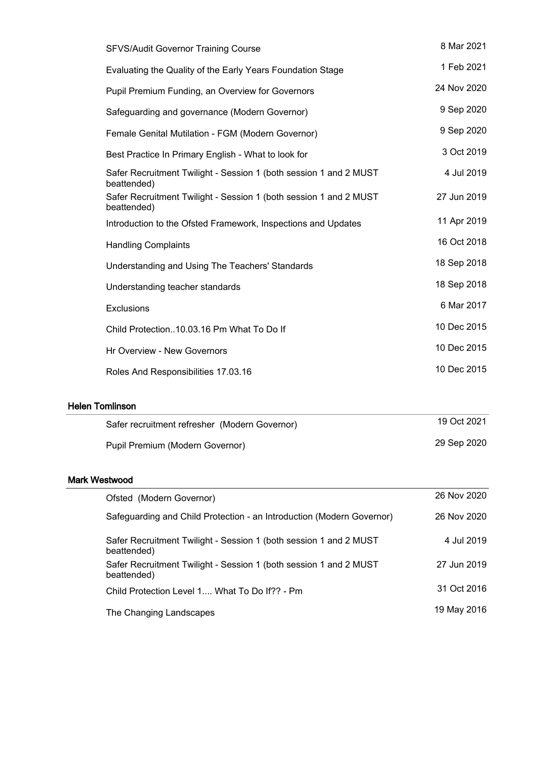| | |
|---|---|
| SFVS/Audit Governor Training Course | 8 Mar 2021 |
| Evaluating the Quality of the Early Years Foundation Stage | 1 Feb 2021 |
| Pupil Premium Funding, an Overview for Governors | 24 Nov 2020 |
| Safeguarding and governance (Modern Governor) | 9 Sep 2020 |
| Female Genital Mutilation - FGM (Modern Governor) | 9 Sep 2020 |
| Best Practice In Primary English - What to look for | 3 Oct 2019 |
| Safer Recruitment Twilight - Session 1 (both session 1 and 2 MUST beattended) | 4 Jul 2019 |
| Safer Recruitment Twilight - Session 1 (both session 1 and 2 MUST beattended) | 27 Jun 2019 |
| Introduction to the Ofsted Framework, Inspections and Updates | 11 Apr 2019 |
| Handling Complaints | 16 Oct 2018 |
| Understanding and Using The Teachers' Standards | 18 Sep 2018 |
| Understanding teacher standards | 18 Sep 2018 |
| Exclusions | 6 Mar 2017 |
| Child Protection..10.03.16 Pm What To Do If | 10 Dec 2015 |
| Hr Overview - New Governors | 10 Dec 2015 |
| Roles And Responsibilities 17.03.16 | 10 Dec 2015 |

**Helen Tomlinson**

| | |
|---|---|
| Safer recruitment refresher (Modern Governor) | 19 Oct 2021 |
| Pupil Premium (Modern Governor) | 29 Sep 2020 |

**Mark Westwood**

| | |
|---|---|
| Ofsted (Modern Governor) | 26 Nov 2020 |
| Safeguarding and Child Protection - an Introduction (Modern Governor) | 26 Nov 2020 |
| Safer Recruitment Twilight - Session 1 (both session 1 and 2 MUST beattended) | 4 Jul 2019 |
| Safer Recruitment Twilight - Session 1 (both session 1 and 2 MUST beattended) | 27 Jun 2019 |
| Child Protection Level 1.... What To Do If?? - Pm | 31 Oct 2016 |
| The Changing Landscapes | 19 May 2016 |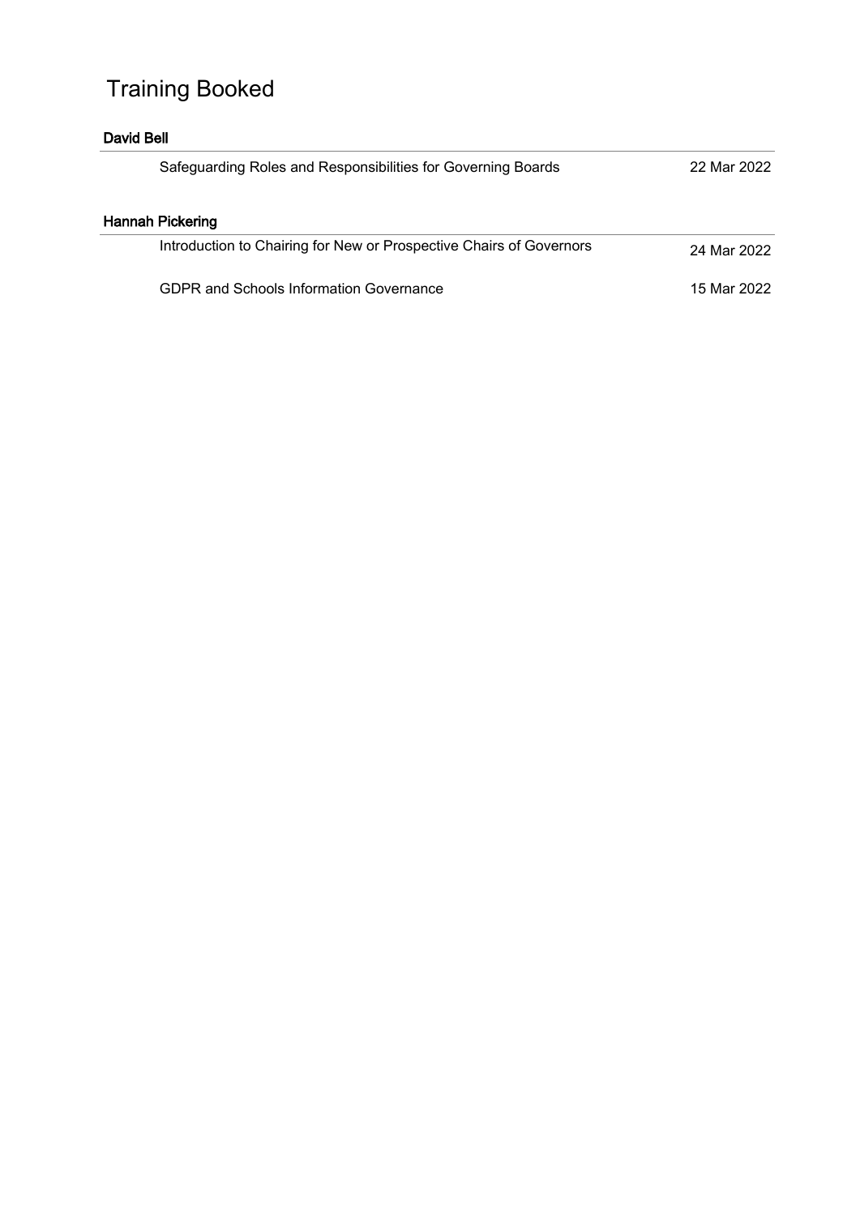# Training Booked

**David Bell**

| | |
|---|---|
| Safeguarding Roles and Responsibilities for Governing Boards | 22 Mar 2022 |

**Hannah Pickering**

| | |
|---|---|
| Introduction to Chairing for New or Prospective Chairs of Governors | 24 Mar 2022 |
| GDPR and Schools Information Governance | 15 Mar 2022 |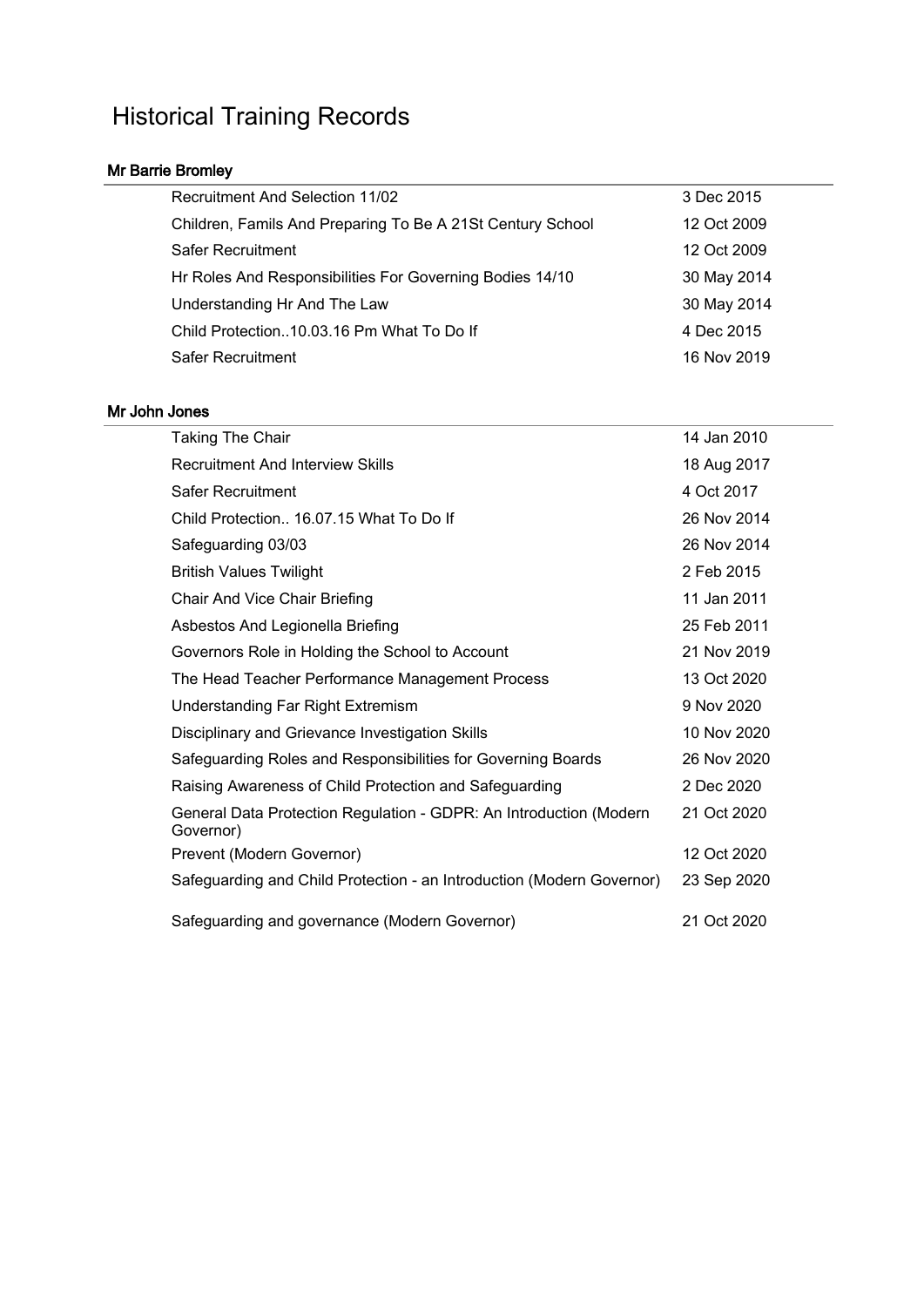# Historical Training Records

### Mr Barrie Bromley

| | |
|---|---|
| Recruitment And Selection 11/02 | 3 Dec 2015 |
| Children, Famils And Preparing To Be A 21St Century School | 12 Oct 2009 |
| Safer Recruitment | 12 Oct 2009 |
| Hr Roles And Responsibilities For Governing Bodies 14/10 | 30 May 2014 |
| Understanding Hr And The Law | 30 May 2014 |
| Child Protection..10.03.16 Pm What To Do If | 4 Dec 2015 |
| Safer Recruitment | 16 Nov 2019 |

### Mr John Jones

| | |
|---|---|
| Taking The Chair | 14 Jan 2010 |
| Recruitment And Interview Skills | 18 Aug 2017 |
| Safer Recruitment | 4 Oct 2017 |
| Child Protection.. 16.07.15 What To Do If | 26 Nov 2014 |
| Safeguarding 03/03 | 26 Nov 2014 |
| British Values Twilight | 2 Feb 2015 |
| Chair And Vice Chair Briefing | 11 Jan 2011 |
| Asbestos And Legionella Briefing | 25 Feb 2011 |
| Governors Role in Holding the School to Account | 21 Nov 2019 |
| The Head Teacher Performance Management Process | 13 Oct 2020 |
| Understanding Far Right Extremism | 9 Nov 2020 |
| Disciplinary and Grievance Investigation Skills | 10 Nov 2020 |
| Safeguarding Roles and Responsibilities for Governing Boards | 26 Nov 2020 |
| Raising Awareness of Child Protection and Safeguarding | 2 Dec 2020 |
| General Data Protection Regulation - GDPR: An Introduction (Modern Governor) | 21 Oct 2020 |
| Prevent (Modern Governor) | 12 Oct 2020 |
| Safeguarding and Child Protection - an Introduction (Modern Governor) | 23 Sep 2020 |
| Safeguarding and governance (Modern Governor) | 21 Oct 2020 |